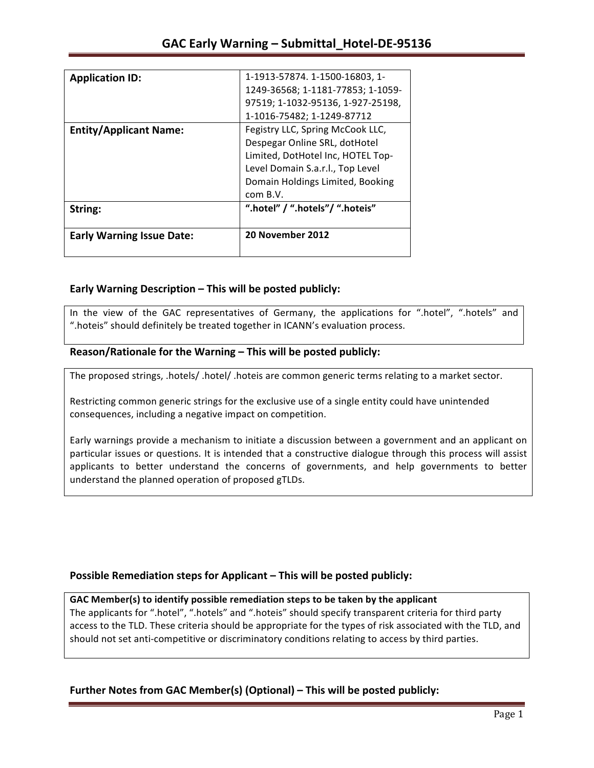# GAC Early Warning – Submittal_Hotel-DE-95136

| **Application ID:** | 1-1913-57874. 1-1500-16803, 1-1249-36568; 1-1181-77853; 1-1059-97519; 1-1032-95136, 1-927-25198, 1-1016-75482; 1-1249-87712 |
|---|---|
| **Entity/Applicant Name:** | Fegistry LLC, Spring McCook LLC, Despegar Online SRL, dotHotel Limited, DotHotel Inc, HOTEL Top-Level Domain S.a.r.l., Top Level Domain Holdings Limited, Booking com B.V. |
| **String:** | **".hotel" / ".hotels"/ ".hoteis"** |
| **Early Warning Issue Date:** | **20 November 2012** |

## Early Warning Description – This will be posted publicly:

In the view of the GAC representatives of Germany, the applications for ".hotel", ".hotels" and ".hoteis" should definitely be treated together in ICANN's evaluation process.

## Reason/Rationale for the Warning – This will be posted publicly:

The proposed strings, .hotels/ .hotel/ .hoteis are common generic terms relating to a market sector.

Restricting common generic strings for the exclusive use of a single entity could have unintended consequences, including a negative impact on competition.

Early warnings provide a mechanism to initiate a discussion between a government and an applicant on particular issues or questions. It is intended that a constructive dialogue through this process will assist applicants to better understand the concerns of governments, and help governments to better understand the planned operation of proposed gTLDs.

## Possible Remediation steps for Applicant – This will be posted publicly:

**GAC Member(s) to identify possible remediation steps to be taken by the applicant**

The applicants for ".hotel", ".hotels" and ".hoteis" should specify transparent criteria for third party access to the TLD. These criteria should be appropriate for the types of risk associated with the TLD, and should not set anti-competitive or discriminatory conditions relating to access by third parties.

## Further Notes from GAC Member(s) (Optional) – This will be posted publicly: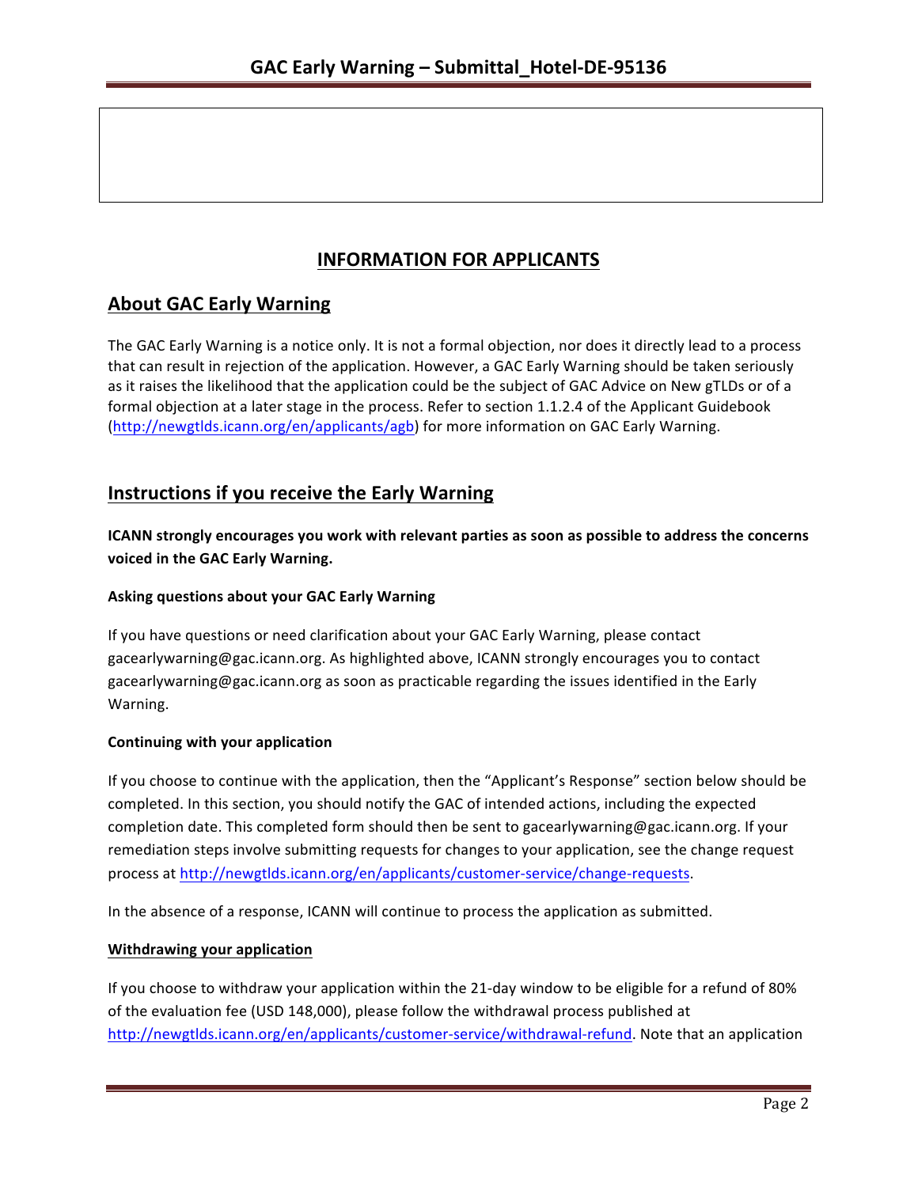## INFORMATION FOR APPLICANTS

## About GAC Early Warning

The GAC Early Warning is a notice only. It is not a formal objection, nor does it directly lead to a process that can result in rejection of the application. However, a GAC Early Warning should be taken seriously as it raises the likelihood that the application could be the subject of GAC Advice on New gTLDs or of a formal objection at a later stage in the process. Refer to section 1.1.2.4 of the Applicant Guidebook (http://newgtlds.icann.org/en/applicants/agb) for more information on GAC Early Warning.

## Instructions if you receive the Early Warning

**ICANN strongly encourages you work with relevant parties as soon as possible to address the concerns voiced in the GAC Early Warning.**

#### Asking questions about your GAC Early Warning

If you have questions or need clarification about your GAC Early Warning, please contact gacearlywarning@gac.icann.org. As highlighted above, ICANN strongly encourages you to contact gacearlywarning@gac.icann.org as soon as practicable regarding the issues identified in the Early Warning.

#### Continuing with your application

If you choose to continue with the application, then the "Applicant's Response" section below should be completed. In this section, you should notify the GAC of intended actions, including the expected completion date. This completed form should then be sent to gacearlywarning@gac.icann.org. If your remediation steps involve submitting requests for changes to your application, see the change request process at http://newgtlds.icann.org/en/applicants/customer-service/change-requests.

In the absence of a response, ICANN will continue to process the application as submitted.

#### Withdrawing your application

If you choose to withdraw your application within the 21-day window to be eligible for a refund of 80% of the evaluation fee (USD 148,000), please follow the withdrawal process published at http://newgtlds.icann.org/en/applicants/customer-service/withdrawal-refund. Note that an application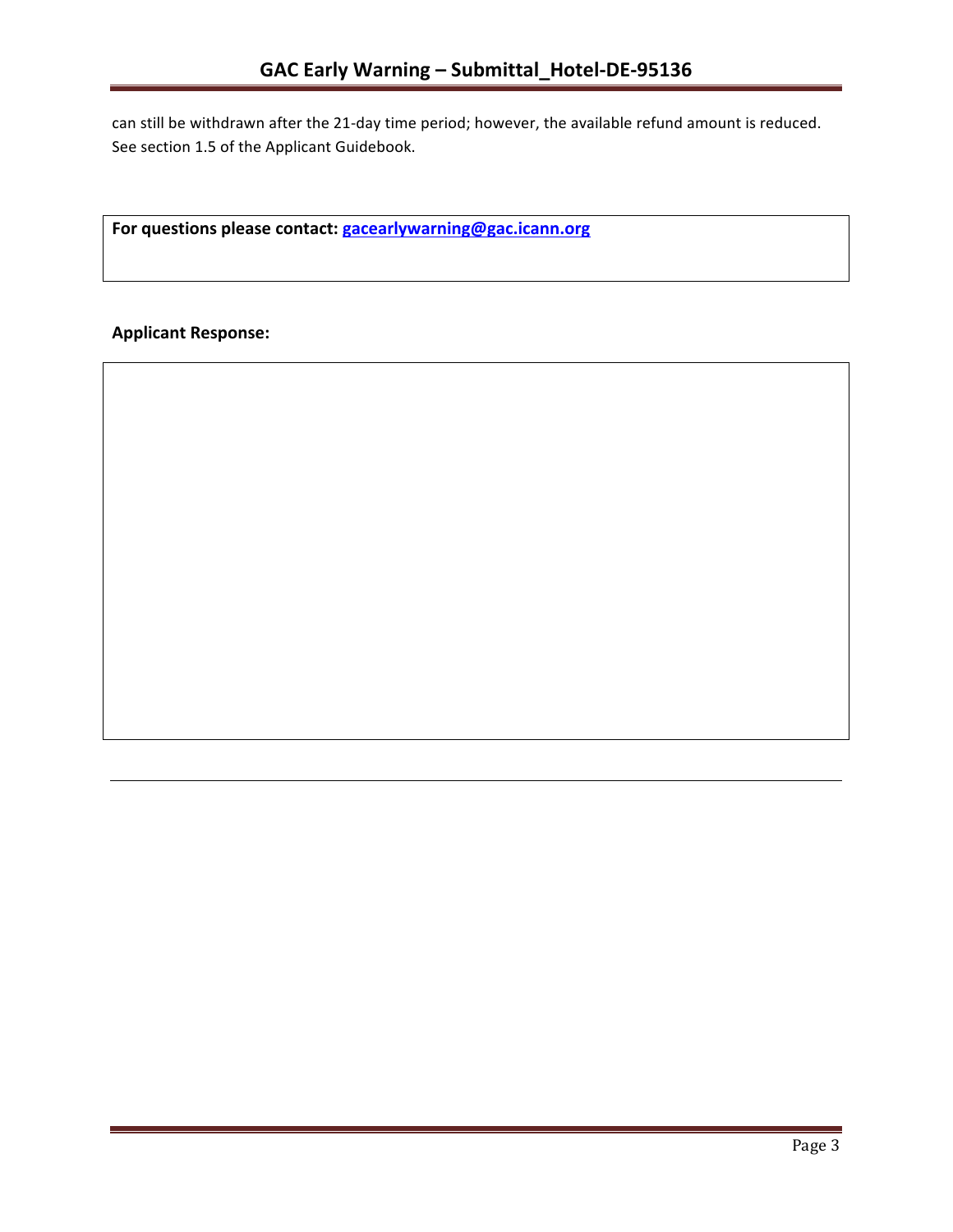can still be withdrawn after the 21-day time period; however, the available refund amount is reduced. See section 1.5 of the Applicant Guidebook.

**For questions please contact: gacearlywarning@gac.icann.org**

**Applicant Response:**